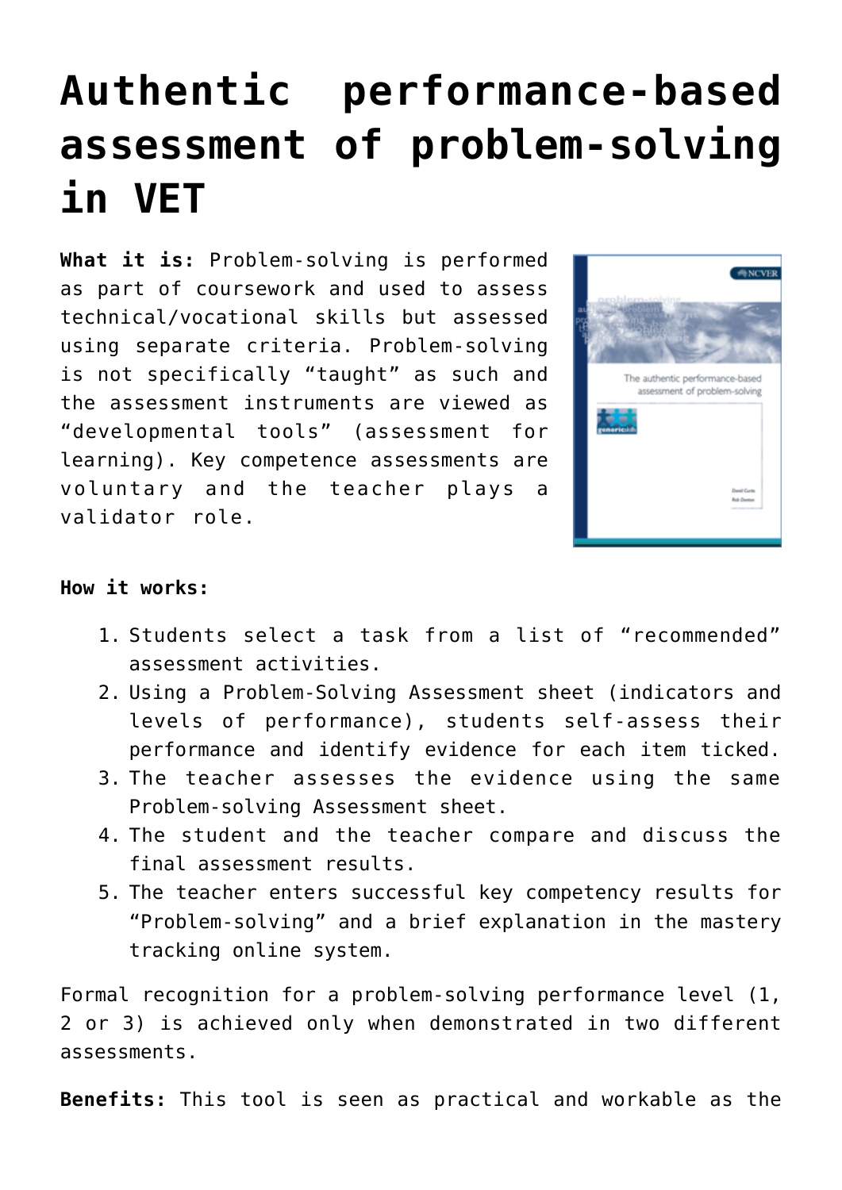# Authentic performance-based assessment of problem-solving in VET

**What it is:** Problem-solving is performed as part of coursework and used to assess technical/vocational skills but assessed using separate criteria. Problem-solving is not specifically "taught" as such and the assessment instruments are viewed as "developmental tools" (assessment for learning). Key competence assessments are voluntary and the teacher plays a validator role.

**How it works:**

1. Students select a task from a list of "recommended" assessment activities.
2. Using a Problem-Solving Assessment sheet (indicators and levels of performance), students self-assess their performance and identify evidence for each item ticked.
3. The teacher assesses the evidence using the same Problem-solving Assessment sheet.
4. The student and the teacher compare and discuss the final assessment results.
5. The teacher enters successful key competency results for "Problem-solving" and a brief explanation in the mastery tracking online system.

Formal recognition for a problem-solving performance level (1, 2 or 3) is achieved only when demonstrated in two different assessments.

**Benefits:** This tool is seen as practical and workable as the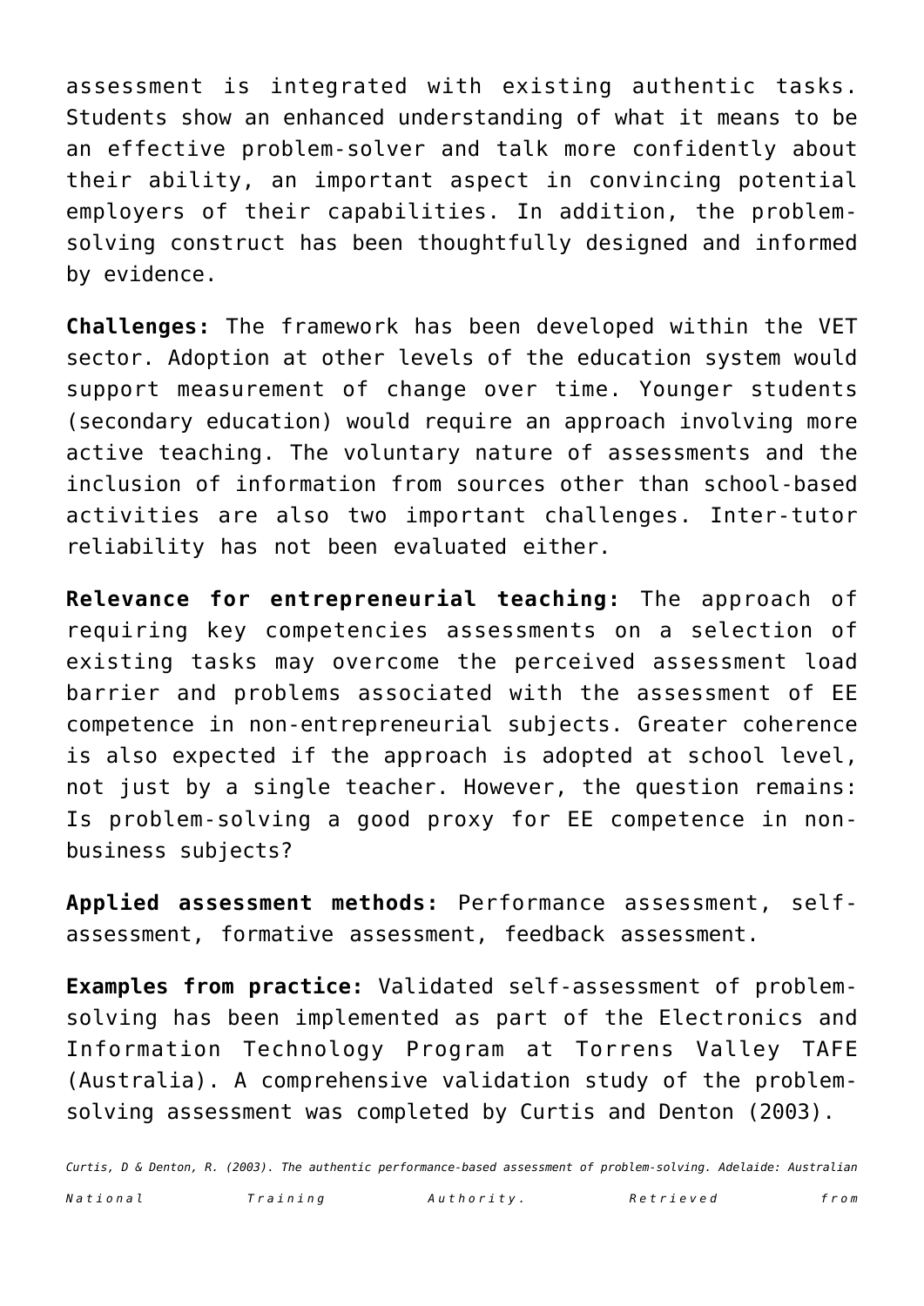assessment is integrated with existing authentic tasks. Students show an enhanced understanding of what it means to be an effective problem-solver and talk more confidently about their ability, an important aspect in convincing potential employers of their capabilities. In addition, the problem-solving construct has been thoughtfully designed and informed by evidence.

**Challenges:** The framework has been developed within the VET sector. Adoption at other levels of the education system would support measurement of change over time. Younger students (secondary education) would require an approach involving more active teaching. The voluntary nature of assessments and the inclusion of information from sources other than school-based activities are also two important challenges. Inter-tutor reliability has not been evaluated either.

**Relevance for entrepreneurial teaching:** The approach of requiring key competencies assessments on a selection of existing tasks may overcome the perceived assessment load barrier and problems associated with the assessment of EE competence in non-entrepreneurial subjects. Greater coherence is also expected if the approach is adopted at school level, not just by a single teacher. However, the question remains: Is problem-solving a good proxy for EE competence in non-business subjects?

**Applied assessment methods:** Performance assessment, self-assessment, formative assessment, feedback assessment.

**Examples from practice:** Validated self-assessment of problem-solving has been implemented as part of the Electronics and Information Technology Program at Torrens Valley TAFE (Australia). A comprehensive validation study of the problem-solving assessment was completed by Curtis and Denton (2003).

*Curtis, D & Denton, R. (2003). The authentic performance-based assessment of problem-solving. Adelaide: Australian National Training Authority. Retrieved from*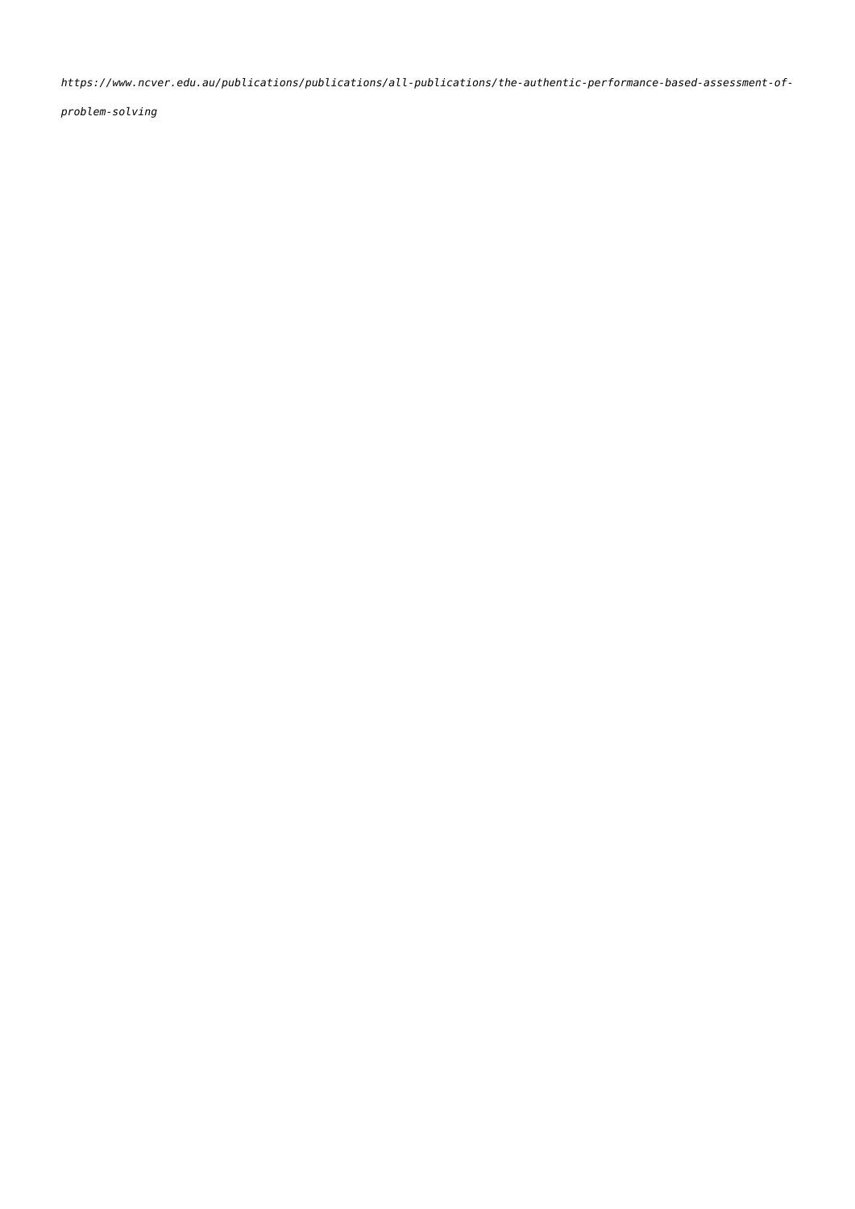*https://www.ncver.edu.au/publications/publications/all-publications/the-authentic-performance-based-assessment-of-problem-solving*